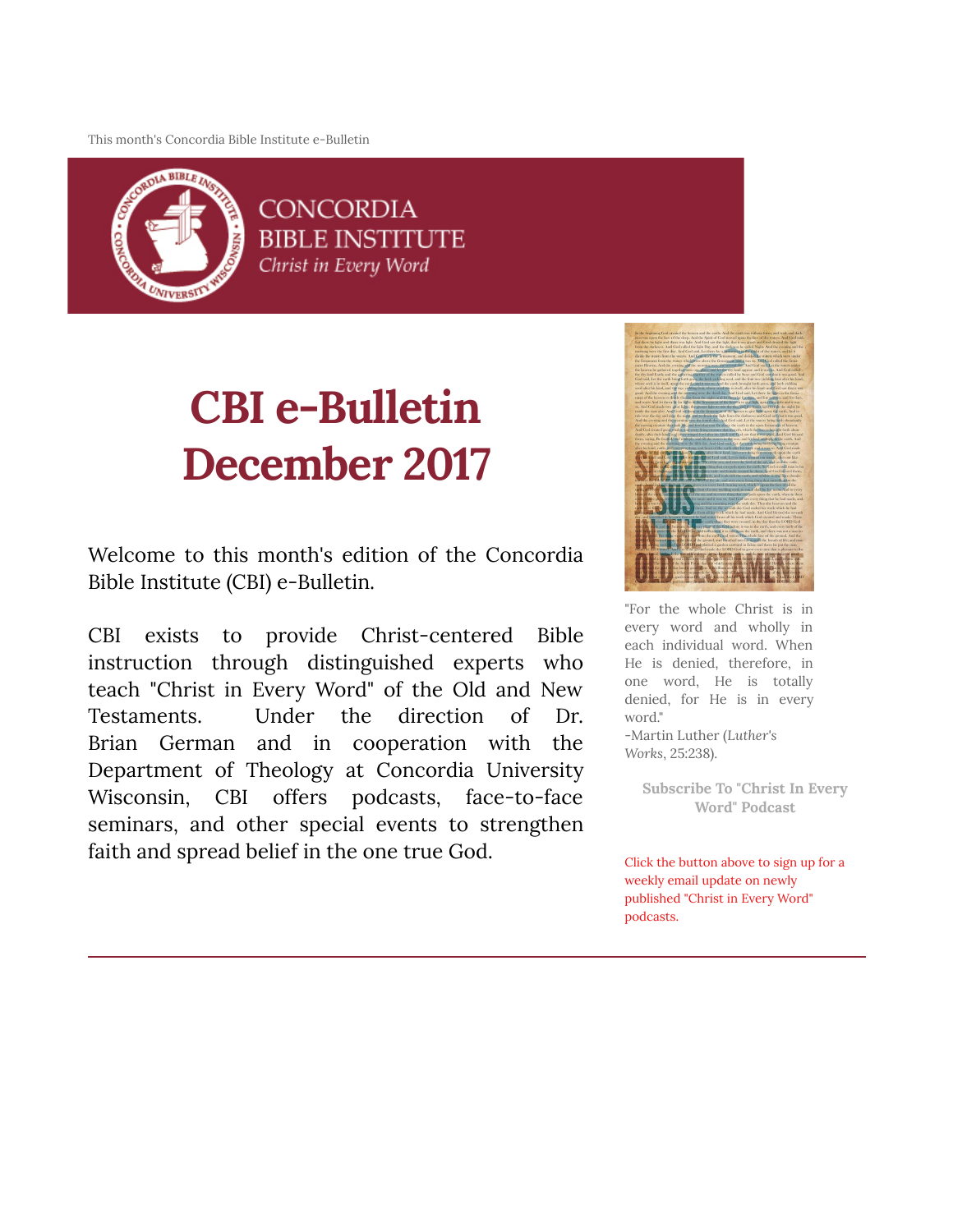This month's Concordia Bible Institute e-Bulletin

CONCORDIA BIBLE INSTITUTE
*Christ in Every Word*

# CBI e-Bulletin December 2017

Welcome to this month's edition of the Concordia Bible Institute (CBI) e-Bulletin.

CBI exists to provide Christ-centered Bible instruction through distinguished experts who teach "Christ in Every Word" of the Old and New Testaments. Under the direction of Dr. Brian German and in cooperation with the Department of Theology at Concordia University Wisconsin, CBI offers podcasts, face-to-face seminars, and other special events to strengthen faith and spread belief in the one true God.

"For the whole Christ is in every word and wholly in each individual word. When He is denied, therefore, in one word, He is totally denied, for He is in every word."
-Martin Luther (*Luther's Works*, 25:238).

**Subscribe To "Christ In Every Word" Podcast**

Click the button above to sign up for a weekly email update on newly published "Christ in Every Word" podcasts.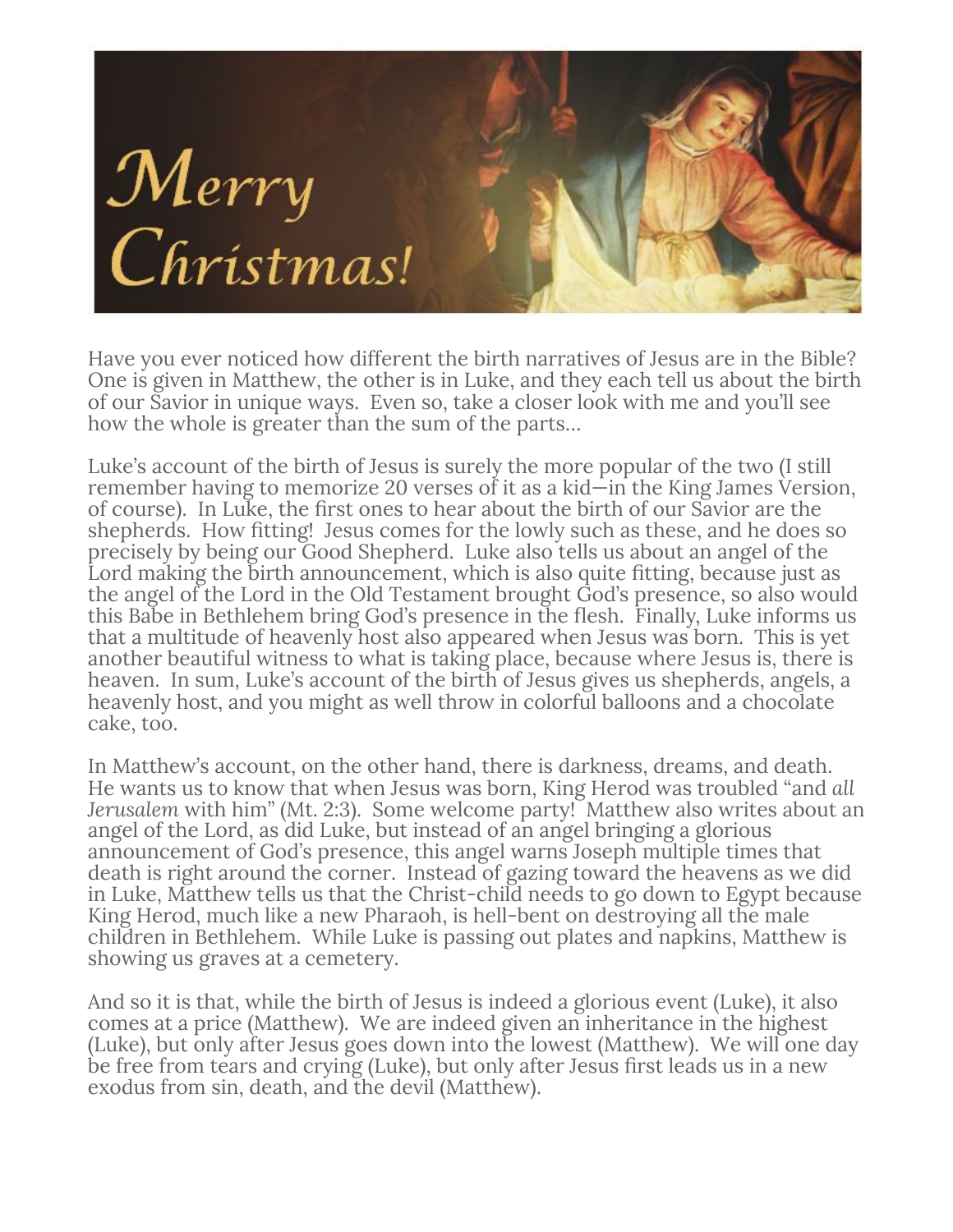Have you ever noticed how different the birth narratives of Jesus are in the Bible? One is given in Matthew, the other is in Luke, and they each tell us about the birth of our Savior in unique ways. Even so, take a closer look with me and you'll see how the whole is greater than the sum of the parts…

Luke's account of the birth of Jesus is surely the more popular of the two (I still remember having to memorize 20 verses of it as a kid—in the King James Version, of course). In Luke, the first ones to hear about the birth of our Savior are the shepherds. How fitting! Jesus comes for the lowly such as these, and he does so precisely by being our Good Shepherd. Luke also tells us about an angel of the Lord making the birth announcement, which is also quite fitting, because just as the angel of the Lord in the Old Testament brought God's presence, so also would this Babe in Bethlehem bring God's presence in the flesh. Finally, Luke informs us that a multitude of heavenly host also appeared when Jesus was born. This is yet another beautiful witness to what is taking place, because where Jesus is, there is heaven. In sum, Luke's account of the birth of Jesus gives us shepherds, angels, a heavenly host, and you might as well throw in colorful balloons and a chocolate cake, too.

In Matthew's account, on the other hand, there is darkness, dreams, and death. He wants us to know that when Jesus was born, King Herod was troubled "and *all Jerusalem* with him" (Mt. 2:3). Some welcome party! Matthew also writes about an angel of the Lord, as did Luke, but instead of an angel bringing a glorious announcement of God's presence, this angel warns Joseph multiple times that death is right around the corner. Instead of gazing toward the heavens as we did in Luke, Matthew tells us that the Christ-child needs to go down to Egypt because King Herod, much like a new Pharaoh, is hell-bent on destroying all the male children in Bethlehem. While Luke is passing out plates and napkins, Matthew is showing us graves at a cemetery.

And so it is that, while the birth of Jesus is indeed a glorious event (Luke), it also comes at a price (Matthew). We are indeed given an inheritance in the highest (Luke), but only after Jesus goes down into the lowest (Matthew). We will one day be free from tears and crying (Luke), but only after Jesus first leads us in a new exodus from sin, death, and the devil (Matthew).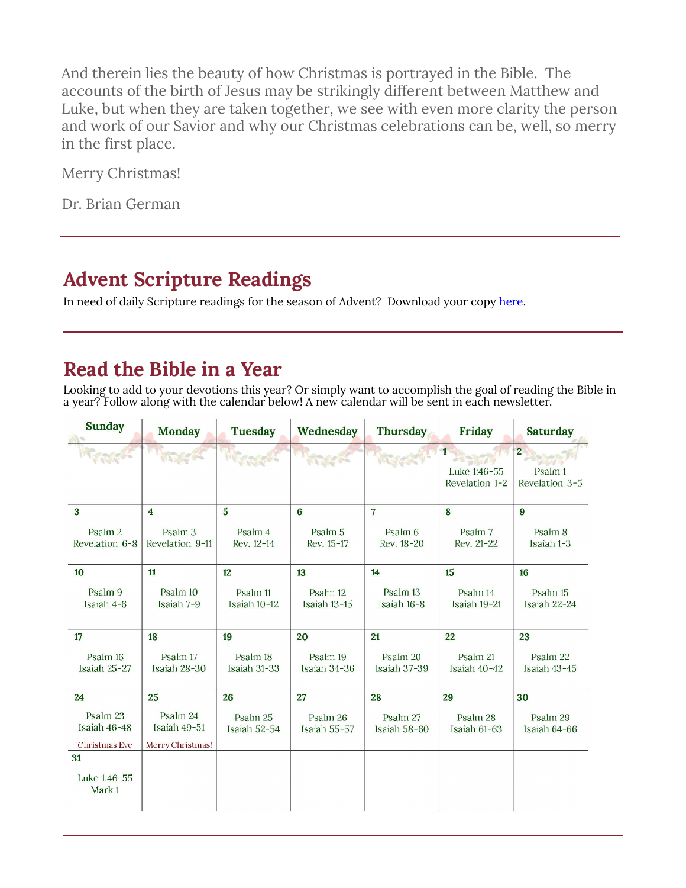And therein lies the beauty of how Christmas is portrayed in the Bible. The accounts of the birth of Jesus may be strikingly different between Matthew and Luke, but when they are taken together, we see with even more clarity the person and work of our Savior and why our Christmas celebrations can be, well, so merry in the first place.

Merry Christmas!

Dr. Brian German

---

## Advent Scripture Readings

In need of daily Scripture readings for the season of Advent? Download your copy [here](#).

---

## Read the Bible in a Year

Looking to add to your devotions this year? Or simply want to accomplish the goal of reading the Bible in a year? Follow along with the calendar below! A new calendar will be sent in each newsletter.

| Sunday | Monday | Tuesday | Wednesday | Thursday | Friday | Saturday |
|---|---|---|---|---|---|---|
| | | | | | **1** Luke 1:46-55 Revelation 1-2 | **2** Psalm 1 Revelation 3-5 |
| **3** Psalm 2 Revelation 6-8 | **4** Psalm 3 Revelation 9-11 | **5** Psalm 4 Rev. 12-14 | **6** Psalm 5 Rev. 15-17 | **7** Psalm 6 Rev. 18-20 | **8** Psalm 7 Rev. 21-22 | **9** Psalm 8 Isaiah 1-3 |
| **10** Psalm 9 Isaiah 4-6 | **11** Psalm 10 Isaiah 7-9 | **12** Psalm 11 Isaiah 10-12 | **13** Psalm 12 Isaiah 13-15 | **14** Psalm 13 Isaiah 16-8 | **15** Psalm 14 Isaiah 19-21 | **16** Psalm 15 Isaiah 22-24 |
| **17** Psalm 16 Isaiah 25-27 | **18** Psalm 17 Isaiah 28-30 | **19** Psalm 18 Isaiah 31-33 | **20** Psalm 19 Isaiah 34-36 | **21** Psalm 20 Isaiah 37-39 | **22** Psalm 21 Isaiah 40-42 | **23** Psalm 22 Isaiah 43-45 |
| **24** Psalm 23 Isaiah 46-48 Christmas Eve | **25** Psalm 24 Isaiah 49-51 Merry Christmas! | **26** Psalm 25 Isaiah 52-54 | **27** Psalm 26 Isaiah 55-57 | **28** Psalm 27 Isaiah 58-60 | **29** Psalm 28 Isaiah 61-63 | **30** Psalm 29 Isaiah 64-66 |
| **31** Luke 1:46-55 Mark 1 | | | | | | |

---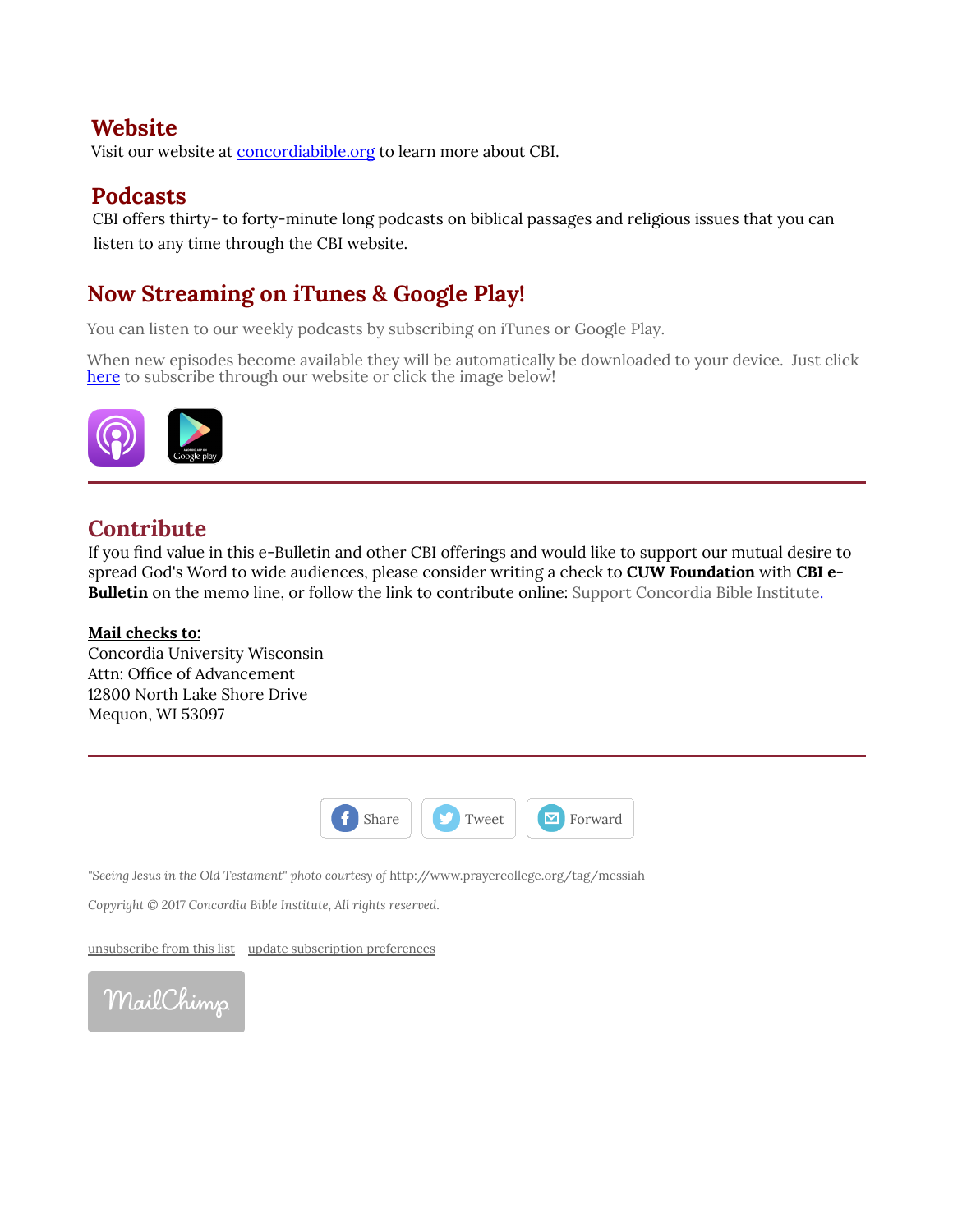## Website

Visit our website at [concordiabible.org](concordiabible.org) to learn more about CBI.

## Podcasts

CBI offers thirty- to forty-minute long podcasts on biblical passages and religious issues that you can listen to any time through the CBI website.

## Now Streaming on iTunes & Google Play!

You can listen to our weekly podcasts by subscribing on iTunes or Google Play.

When new episodes become available they will be automatically be downloaded to your device. Just click here to subscribe through our website or click the image below!

---

## Contribute

If you find value in this e-Bulletin and other CBI offerings and would like to support our mutual desire to spread God's Word to wide audiences, please consider writing a check to **CUW Foundation** with **CBI e-Bulletin** on the memo line, or follow the link to contribute online: Support Concordia Bible Institute.

**Mail checks to:**
Concordia University Wisconsin
Attn: Office of Advancement
12800 North Lake Shore Drive
Mequon, WI 53097

---

Share Tweet Forward

*"Seeing Jesus in the Old Testament" photo courtesy of* http://www.prayercollege.org/tag/messiah

*Copyright © 2017 Concordia Bible Institute, All rights reserved.*

unsubscribe from this list update subscription preferences

MailChimp